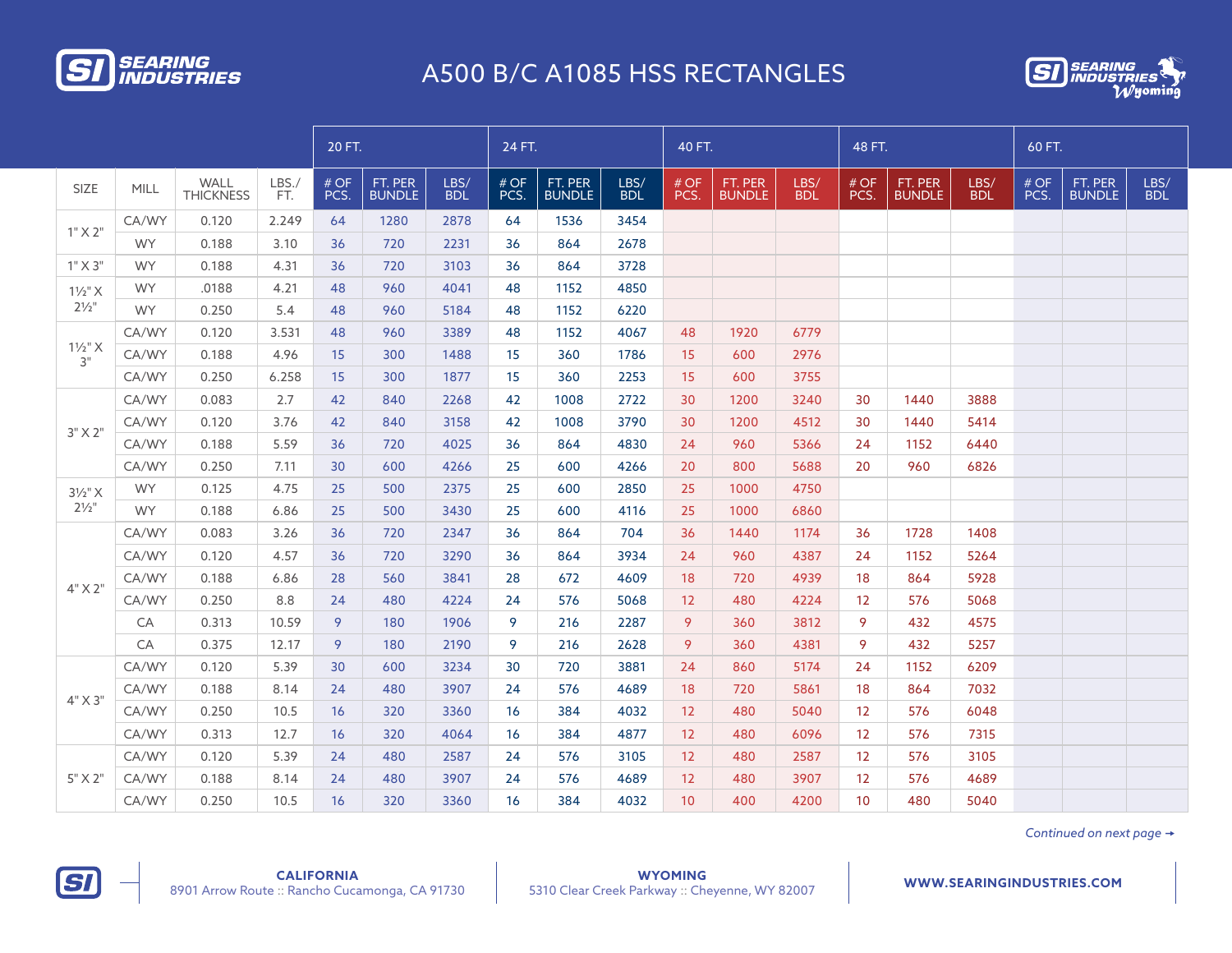# A500 B/C A1085 HSS RECTANGLES

| SIZE | MILL | WALL THICKNESS | LBS./ FT. | 20 FT. | | | 24 FT. | | | 40 FT. | | | 48 FT. | | | 60 FT. | | |
|---|---|---|---|---|---|---|---|---|---|---|---|---|---|---|---|---|---|---|
| | | | | # OF PCS. | FT. PER BUNDLE | LBS/ BDL | # OF PCS. | FT. PER BUNDLE | LBS/ BDL | # OF PCS. | FT. PER BUNDLE | LBS/ BDL | # OF PCS. | FT. PER BUNDLE | LBS/ BDL | # OF PCS. | FT. PER BUNDLE | LBS/ BDL |
| 1" X 2" | CA/WY | 0.120 | 2.249 | 64 | 1280 | 2878 | 64 | 1536 | 3454 | | | | | | | | | |
| | WY | 0.188 | 3.10 | 36 | 720 | 2231 | 36 | 864 | 2678 | | | | | | | | | |
| 1" X 3" | WY | 0.188 | 4.31 | 36 | 720 | 3103 | 36 | 864 | 3728 | | | | | | | | | |
| 1½" X 2½" | WY | .0188 | 4.21 | 48 | 960 | 4041 | 48 | 1152 | 4850 | | | | | | | | | |
| | WY | 0.250 | 5.4 | 48 | 960 | 5184 | 48 | 1152 | 6220 | | | | | | | | | |
| 1½" X 3" | CA/WY | 0.120 | 3.531 | 48 | 960 | 3389 | 48 | 1152 | 4067 | 48 | 1920 | 6779 | | | | | | |
| | CA/WY | 0.188 | 4.96 | 15 | 300 | 1488 | 15 | 360 | 1786 | 15 | 600 | 2976 | | | | | | |
| | CA/WY | 0.250 | 6.258 | 15 | 300 | 1877 | 15 | 360 | 2253 | 15 | 600 | 3755 | | | | | | |
| 3" X 2" | CA/WY | 0.083 | 2.7 | 42 | 840 | 2268 | 42 | 1008 | 2722 | 30 | 1200 | 3240 | 30 | 1440 | 3888 | | | |
| | CA/WY | 0.120 | 3.76 | 42 | 840 | 3158 | 42 | 1008 | 3790 | 30 | 1200 | 4512 | 30 | 1440 | 5414 | | | |
| | CA/WY | 0.188 | 5.59 | 36 | 720 | 4025 | 36 | 864 | 4830 | 24 | 960 | 5366 | 24 | 1152 | 6440 | | | |
| | CA/WY | 0.250 | 7.11 | 30 | 600 | 4266 | 25 | 600 | 4266 | 20 | 800 | 5688 | 20 | 960 | 6826 | | | |
| 3½" X 2½" | WY | 0.125 | 4.75 | 25 | 500 | 2375 | 25 | 600 | 2850 | 25 | 1000 | 4750 | | | | | | |
| | WY | 0.188 | 6.86 | 25 | 500 | 3430 | 25 | 600 | 4116 | 25 | 1000 | 6860 | | | | | | |
| 4" X 2" | CA/WY | 0.083 | 3.26 | 36 | 720 | 2347 | 36 | 864 | 704 | 36 | 1440 | 1174 | 36 | 1728 | 1408 | | | |
| | CA/WY | 0.120 | 4.57 | 36 | 720 | 3290 | 36 | 864 | 3934 | 24 | 960 | 4387 | 24 | 1152 | 5264 | | | |
| | CA/WY | 0.188 | 6.86 | 28 | 560 | 3841 | 28 | 672 | 4609 | 18 | 720 | 4939 | 18 | 864 | 5928 | | | |
| | CA/WY | 0.250 | 8.8 | 24 | 480 | 4224 | 24 | 576 | 5068 | 12 | 480 | 4224 | 12 | 576 | 5068 | | | |
| | CA | 0.313 | 10.59 | 9 | 180 | 1906 | 9 | 216 | 2287 | 9 | 360 | 3812 | 9 | 432 | 4575 | | | |
| | CA | 0.375 | 12.17 | 9 | 180 | 2190 | 9 | 216 | 2628 | 9 | 360 | 4381 | 9 | 432 | 5257 | | | |
| 4" X 3" | CA/WY | 0.120 | 5.39 | 30 | 600 | 3234 | 30 | 720 | 3881 | 24 | 860 | 5174 | 24 | 1152 | 6209 | | | |
| | CA/WY | 0.188 | 8.14 | 24 | 480 | 3907 | 24 | 576 | 4689 | 18 | 720 | 5861 | 18 | 864 | 7032 | | | |
| | CA/WY | 0.250 | 10.5 | 16 | 320 | 3360 | 16 | 384 | 4032 | 12 | 480 | 5040 | 12 | 576 | 6048 | | | |
| | CA/WY | 0.313 | 12.7 | 16 | 320 | 4064 | 16 | 384 | 4877 | 12 | 480 | 6096 | 12 | 576 | 7315 | | | |
| 5" X 2" | CA/WY | 0.120 | 5.39 | 24 | 480 | 2587 | 24 | 576 | 3105 | 12 | 480 | 2587 | 12 | 576 | 3105 | | | |
| | CA/WY | 0.188 | 8.14 | 24 | 480 | 3907 | 24 | 576 | 4689 | 12 | 480 | 3907 | 12 | 576 | 4689 | | | |
| | CA/WY | 0.250 | 10.5 | 16 | 320 | 3360 | 16 | 384 | 4032 | 10 | 400 | 4200 | 10 | 480 | 5040 | | | |

*Continued on next page →*

**CALIFORNIA**
8901 Arrow Route :: Rancho Cucamonga, CA 91730

**WYOMING**
5310 Clear Creek Parkway :: Cheyenne, WY 82007

**WWW.SEARINGINDUSTRIES.COM**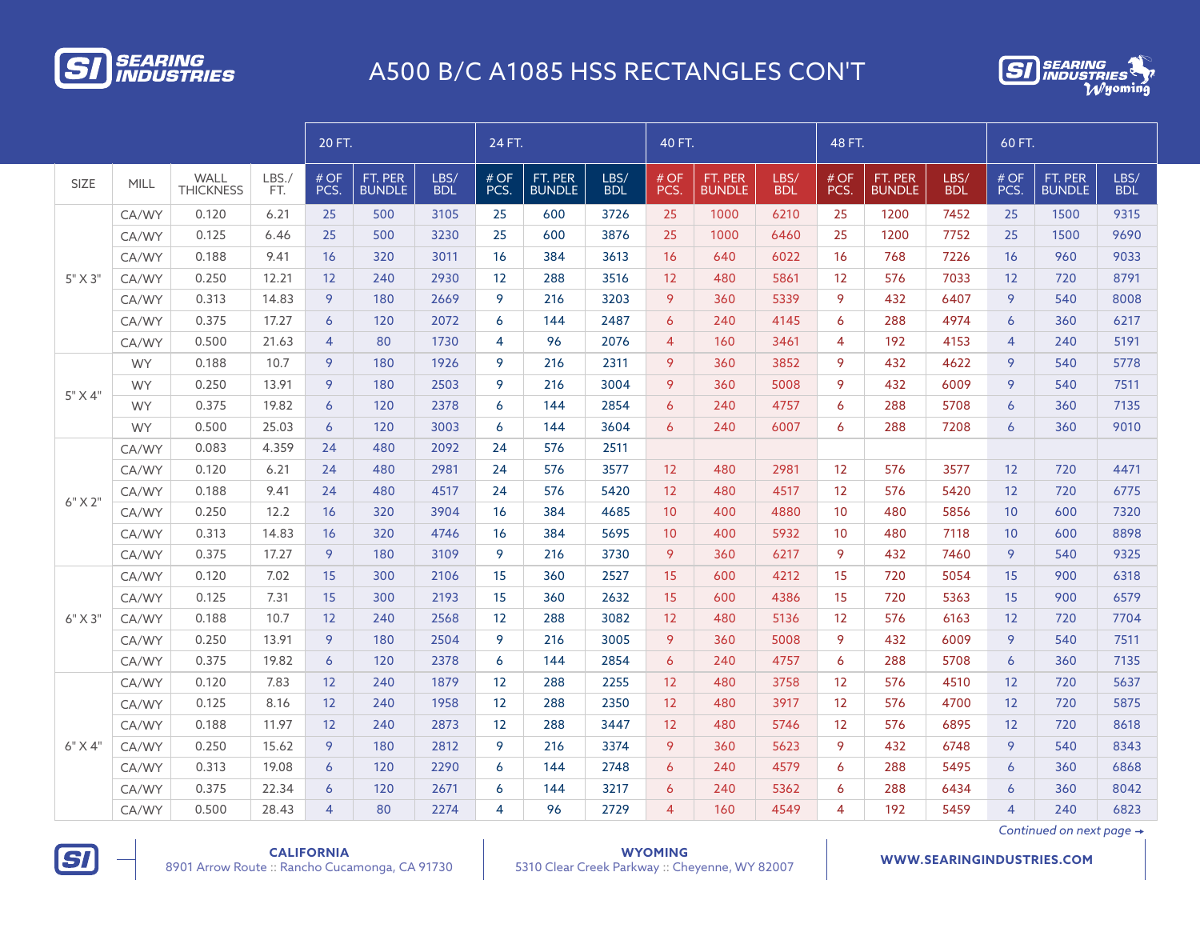# A500 B/C A1085 HSS RECTANGLES CON'T

| SIZE | MILL | WALL THICKNESS | LBS./ FT. | 20 FT. | | | 24 FT. | | | 40 FT. | | | 48 FT. | | | 60 FT. | | |
|---|---|---|---|---|---|---|---|---|---|---|---|---|---|---|---|---|---|---|
| | | | | # OF PCS. | FT. PER BUNDLE | LBS/ BDL | # OF PCS. | FT. PER BUNDLE | LBS/ BDL | # OF PCS. | FT. PER BUNDLE | LBS/ BDL | # OF PCS. | FT. PER BUNDLE | LBS/ BDL | # OF PCS. | FT. PER BUNDLE | LBS/ BDL |
| 5" X 3" | CA/WY | 0.120 | 6.21 | 25 | 500 | 3105 | 25 | 600 | 3726 | 25 | 1000 | 6210 | 25 | 1200 | 7452 | 25 | 1500 | 9315 |
| | CA/WY | 0.125 | 6.46 | 25 | 500 | 3230 | 25 | 600 | 3876 | 25 | 1000 | 6460 | 25 | 1200 | 7752 | 25 | 1500 | 9690 |
| | CA/WY | 0.188 | 9.41 | 16 | 320 | 3011 | 16 | 384 | 3613 | 16 | 640 | 6022 | 16 | 768 | 7226 | 16 | 960 | 9033 |
| | CA/WY | 0.250 | 12.21 | 12 | 240 | 2930 | 12 | 288 | 3516 | 12 | 480 | 5861 | 12 | 576 | 7033 | 12 | 720 | 8791 |
| | CA/WY | 0.313 | 14.83 | 9 | 180 | 2669 | 9 | 216 | 3203 | 9 | 360 | 5339 | 9 | 432 | 6407 | 9 | 540 | 8008 |
| | CA/WY | 0.375 | 17.27 | 6 | 120 | 2072 | 6 | 144 | 2487 | 6 | 240 | 4145 | 6 | 288 | 4974 | 6 | 360 | 6217 |
| | CA/WY | 0.500 | 21.63 | 4 | 80 | 1730 | 4 | 96 | 2076 | 4 | 160 | 3461 | 4 | 192 | 4153 | 4 | 240 | 5191 |
| 5" X 4" | WY | 0.188 | 10.7 | 9 | 180 | 1926 | 9 | 216 | 2311 | 9 | 360 | 3852 | 9 | 432 | 4622 | 9 | 540 | 5778 |
| | WY | 0.250 | 13.91 | 9 | 180 | 2503 | 9 | 216 | 3004 | 9 | 360 | 5008 | 9 | 432 | 6009 | 9 | 540 | 7511 |
| | WY | 0.375 | 19.82 | 6 | 120 | 2378 | 6 | 144 | 2854 | 6 | 240 | 4757 | 6 | 288 | 5708 | 6 | 360 | 7135 |
| | WY | 0.500 | 25.03 | 6 | 120 | 3003 | 6 | 144 | 3604 | 6 | 240 | 6007 | 6 | 288 | 7208 | 6 | 360 | 9010 |
| 6" X 2" | CA/WY | 0.083 | 4.359 | 24 | 480 | 2092 | 24 | 576 | 2511 | | | | | | | | | |
| | CA/WY | 0.120 | 6.21 | 24 | 480 | 2981 | 24 | 576 | 3577 | 12 | 480 | 2981 | 12 | 576 | 3577 | 12 | 720 | 4471 |
| | CA/WY | 0.188 | 9.41 | 24 | 480 | 4517 | 24 | 576 | 5420 | 12 | 480 | 4517 | 12 | 576 | 5420 | 12 | 720 | 6775 |
| | CA/WY | 0.250 | 12.2 | 16 | 320 | 3904 | 16 | 384 | 4685 | 10 | 400 | 4880 | 10 | 480 | 5856 | 10 | 600 | 7320 |
| | CA/WY | 0.313 | 14.83 | 16 | 320 | 4746 | 16 | 384 | 5695 | 10 | 400 | 5932 | 10 | 480 | 7118 | 10 | 600 | 8898 |
| | CA/WY | 0.375 | 17.27 | 9 | 180 | 3109 | 9 | 216 | 3730 | 9 | 360 | 6217 | 9 | 432 | 7460 | 9 | 540 | 9325 |
| 6" X 3" | CA/WY | 0.120 | 7.02 | 15 | 300 | 2106 | 15 | 360 | 2527 | 15 | 600 | 4212 | 15 | 720 | 5054 | 15 | 900 | 6318 |
| | CA/WY | 0.125 | 7.31 | 15 | 300 | 2193 | 15 | 360 | 2632 | 15 | 600 | 4386 | 15 | 720 | 5363 | 15 | 900 | 6579 |
| | CA/WY | 0.188 | 10.7 | 12 | 240 | 2568 | 12 | 288 | 3082 | 12 | 480 | 5136 | 12 | 576 | 6163 | 12 | 720 | 7704 |
| | CA/WY | 0.250 | 13.91 | 9 | 180 | 2504 | 9 | 216 | 3005 | 9 | 360 | 5008 | 9 | 432 | 6009 | 9 | 540 | 7511 |
| | CA/WY | 0.375 | 19.82 | 6 | 120 | 2378 | 6 | 144 | 2854 | 6 | 240 | 4757 | 6 | 288 | 5708 | 6 | 360 | 7135 |
| 6" X 4" | CA/WY | 0.120 | 7.83 | 12 | 240 | 1879 | 12 | 288 | 2255 | 12 | 480 | 3758 | 12 | 576 | 4510 | 12 | 720 | 5637 |
| | CA/WY | 0.125 | 8.16 | 12 | 240 | 1958 | 12 | 288 | 2350 | 12 | 480 | 3917 | 12 | 576 | 4700 | 12 | 720 | 5875 |
| | CA/WY | 0.188 | 11.97 | 12 | 240 | 2873 | 12 | 288 | 3447 | 12 | 480 | 5746 | 12 | 576 | 6895 | 12 | 720 | 8618 |
| | CA/WY | 0.250 | 15.62 | 9 | 180 | 2812 | 9 | 216 | 3374 | 9 | 360 | 5623 | 9 | 432 | 6748 | 9 | 540 | 8343 |
| | CA/WY | 0.313 | 19.08 | 6 | 120 | 2290 | 6 | 144 | 2748 | 6 | 240 | 4579 | 6 | 288 | 5495 | 6 | 360 | 6868 |
| | CA/WY | 0.375 | 22.34 | 6 | 120 | 2671 | 6 | 144 | 3217 | 6 | 240 | 5362 | 6 | 288 | 6434 | 6 | 360 | 8042 |
| | CA/WY | 0.500 | 28.43 | 4 | 80 | 2274 | 4 | 96 | 2729 | 4 | 160 | 4549 | 4 | 192 | 5459 | 4 | 240 | 6823 |

*Continued on next page →*

**CALIFORNIA**
8901 Arrow Route :: Rancho Cucamonga, CA 91730

**WYOMING**
5310 Clear Creek Parkway :: Cheyenne, WY 82007

**WWW.SEARINGINDUSTRIES.COM**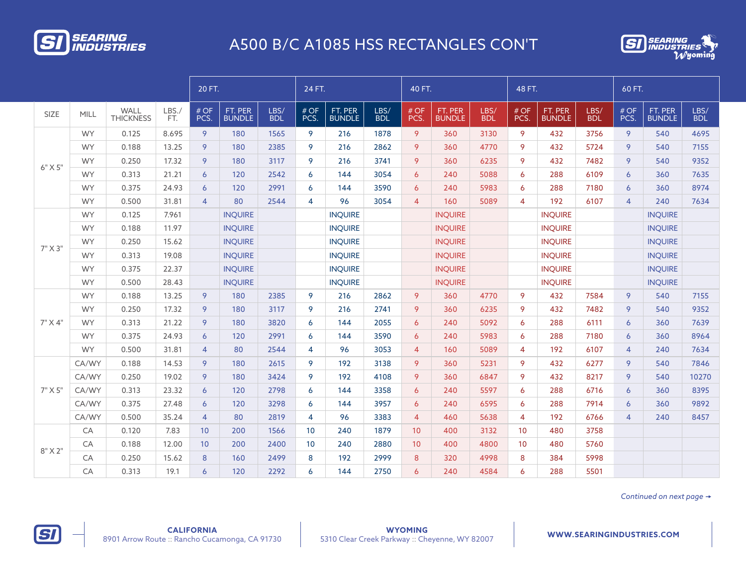# A500 B/C A1085 HSS RECTANGLES CON'T

| SIZE | MILL | WALL THICKNESS | LBS./FT. | 20 FT. | | | 24 FT. | | | 40 FT. | | | 48 FT. | | | 60 FT. | | |
|---|---|---|---|---|---|---|---|---|---|---|---|---|---|---|---|---|---|---|
| | | | | # OF PCS. | FT. PER BUNDLE | LBS/BDL | # OF PCS. | FT. PER BUNDLE | LBS/BDL | # OF PCS. | FT. PER BUNDLE | LBS/BDL | # OF PCS. | FT. PER BUNDLE | LBS/BDL | # OF PCS. | FT. PER BUNDLE | LBS/BDL |
| 6" X 5" | WY | 0.125 | 8.695 | 9 | 180 | 1565 | 9 | 216 | 1878 | 9 | 360 | 3130 | 9 | 432 | 3756 | 9 | 540 | 4695 |
| | WY | 0.188 | 13.25 | 9 | 180 | 2385 | 9 | 216 | 2862 | 9 | 360 | 4770 | 9 | 432 | 5724 | 9 | 540 | 7155 |
| | WY | 0.250 | 17.32 | 9 | 180 | 3117 | 9 | 216 | 3741 | 9 | 360 | 6235 | 9 | 432 | 7482 | 9 | 540 | 9352 |
| | WY | 0.313 | 21.21 | 6 | 120 | 2542 | 6 | 144 | 3054 | 6 | 240 | 5088 | 6 | 288 | 6109 | 6 | 360 | 7635 |
| | WY | 0.375 | 24.93 | 6 | 120 | 2991 | 6 | 144 | 3590 | 6 | 240 | 5983 | 6 | 288 | 7180 | 6 | 360 | 8974 |
| | WY | 0.500 | 31.81 | 4 | 80 | 2544 | 4 | 96 | 3054 | 4 | 160 | 5089 | 4 | 192 | 6107 | 4 | 240 | 7634 |
| 7" X 3" | WY | 0.125 | 7.961 | | INQUIRE | | | INQUIRE | | | INQUIRE | | | INQUIRE | | | INQUIRE | |
| | WY | 0.188 | 11.97 | | INQUIRE | | | INQUIRE | | | INQUIRE | | | INQUIRE | | | INQUIRE | |
| | WY | 0.250 | 15.62 | | INQUIRE | | | INQUIRE | | | INQUIRE | | | INQUIRE | | | INQUIRE | |
| | WY | 0.313 | 19.08 | | INQUIRE | | | INQUIRE | | | INQUIRE | | | INQUIRE | | | INQUIRE | |
| | WY | 0.375 | 22.37 | | INQUIRE | | | INQUIRE | | | INQUIRE | | | INQUIRE | | | INQUIRE | |
| | WY | 0.500 | 28.43 | | INQUIRE | | | INQUIRE | | | INQUIRE | | | INQUIRE | | | INQUIRE | |
| 7" X 4" | WY | 0.188 | 13.25 | 9 | 180 | 2385 | 9 | 216 | 2862 | 9 | 360 | 4770 | 9 | 432 | 7584 | 9 | 540 | 7155 |
| | WY | 0.250 | 17.32 | 9 | 180 | 3117 | 9 | 216 | 2741 | 9 | 360 | 6235 | 9 | 432 | 7482 | 9 | 540 | 9352 |
| | WY | 0.313 | 21.22 | 9 | 180 | 3820 | 6 | 144 | 2055 | 6 | 240 | 5092 | 6 | 288 | 6111 | 6 | 360 | 7639 |
| | WY | 0.375 | 24.93 | 6 | 120 | 2991 | 6 | 144 | 3590 | 6 | 240 | 5983 | 6 | 288 | 7180 | 6 | 360 | 8964 |
| | WY | 0.500 | 31.81 | 4 | 80 | 2544 | 4 | 96 | 3053 | 4 | 160 | 5089 | 4 | 192 | 6107 | 4 | 240 | 7634 |
| 7" X 5" | CA/WY | 0.188 | 14.53 | 9 | 180 | 2615 | 9 | 192 | 3138 | 9 | 360 | 5231 | 9 | 432 | 6277 | 9 | 540 | 7846 |
| | CA/WY | 0.250 | 19.02 | 9 | 180 | 3424 | 9 | 192 | 4108 | 9 | 360 | 6847 | 9 | 432 | 8217 | 9 | 540 | 10270 |
| | CA/WY | 0.313 | 23.32 | 6 | 120 | 2798 | 6 | 144 | 3358 | 6 | 240 | 5597 | 6 | 288 | 6716 | 6 | 360 | 8395 |
| | CA/WY | 0.375 | 27.48 | 6 | 120 | 3298 | 6 | 144 | 3957 | 6 | 240 | 6595 | 6 | 288 | 7914 | 6 | 360 | 9892 |
| | CA/WY | 0.500 | 35.24 | 4 | 80 | 2819 | 4 | 96 | 3383 | 4 | 460 | 5638 | 4 | 192 | 6766 | 4 | 240 | 8457 |
| 8" X 2" | CA | 0.120 | 7.83 | 10 | 200 | 1566 | 10 | 240 | 1879 | 10 | 400 | 3132 | 10 | 480 | 3758 | | | |
| | CA | 0.188 | 12.00 | 10 | 200 | 2400 | 10 | 240 | 2880 | 10 | 400 | 4800 | 10 | 480 | 5760 | | | |
| | CA | 0.250 | 15.62 | 8 | 160 | 2499 | 8 | 192 | 2999 | 8 | 320 | 4998 | 8 | 384 | 5998 | | | |
| | CA | 0.313 | 19.1 | 6 | 120 | 2292 | 6 | 144 | 2750 | 6 | 240 | 4584 | 6 | 288 | 5501 | | | |

*Continued on next page →*

**CALIFORNIA**
8901 Arrow Route :: Rancho Cucamonga, CA 91730

**WYOMING**
5310 Clear Creek Parkway :: Cheyenne, WY 82007

**WWW.SEARINGINDUSTRIES.COM**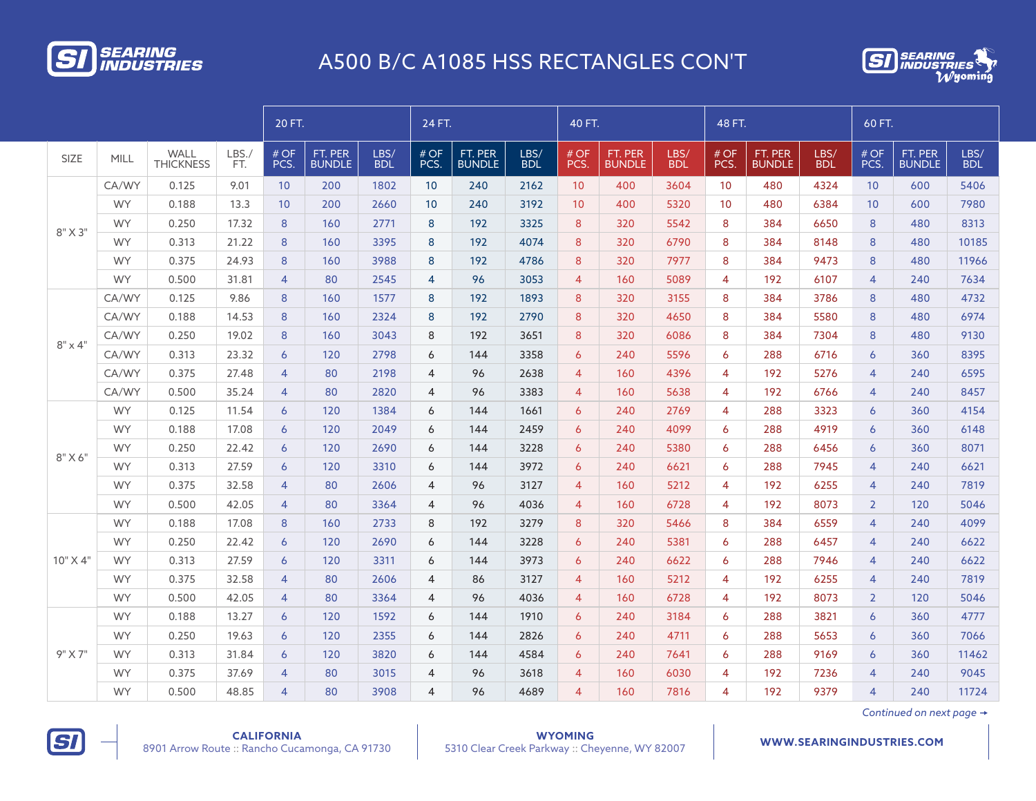SEARING INDUSTRIES

# A500 B/C A1085 HSS RECTANGLES CON'T

SEARING INDUSTRIES Wyoming

| | | | | 20 FT. | | | 24 FT. | | | 40 FT. | | | 48 FT. | | | 60 FT. | | |
|---|---|---|---|---|---|---|---|---|---|---|---|---|---|---|---|---|---|---|
| SIZE | MILL | WALL THICKNESS | LBS./ FT. | # OF PCS. | FT. PER BUNDLE | LBS/ BDL | # OF PCS. | FT. PER BUNDLE | LBS/ BDL | # OF PCS. | FT. PER BUNDLE | LBS/ BDL | # OF PCS. | FT. PER BUNDLE | LBS/ BDL | # OF PCS. | FT. PER BUNDLE | LBS/ BDL |
| 8" X 3" | CA/WY | 0.125 | 9.01 | 10 | 200 | 1802 | 10 | 240 | 2162 | 10 | 400 | 3604 | 10 | 480 | 4324 | 10 | 600 | 5406 |
| | WY | 0.188 | 13.3 | 10 | 200 | 2660 | 10 | 240 | 3192 | 10 | 400 | 5320 | 10 | 480 | 6384 | 10 | 600 | 7980 |
| | WY | 0.250 | 17.32 | 8 | 160 | 2771 | 8 | 192 | 3325 | 8 | 320 | 5542 | 8 | 384 | 6650 | 8 | 480 | 8313 |
| | WY | 0.313 | 21.22 | 8 | 160 | 3395 | 8 | 192 | 4074 | 8 | 320 | 6790 | 8 | 384 | 8148 | 8 | 480 | 10185 |
| | WY | 0.375 | 24.93 | 8 | 160 | 3988 | 8 | 192 | 4786 | 8 | 320 | 7977 | 8 | 384 | 9473 | 8 | 480 | 11966 |
| | WY | 0.500 | 31.81 | 4 | 80 | 2545 | 4 | 96 | 3053 | 4 | 160 | 5089 | 4 | 192 | 6107 | 4 | 240 | 7634 |
| 8" x 4" | CA/WY | 0.125 | 9.86 | 8 | 160 | 1577 | 8 | 192 | 1893 | 8 | 320 | 3155 | 8 | 384 | 3786 | 8 | 480 | 4732 |
| | CA/WY | 0.188 | 14.53 | 8 | 160 | 2324 | 8 | 192 | 2790 | 8 | 320 | 4650 | 8 | 384 | 5580 | 8 | 480 | 6974 |
| | CA/WY | 0.250 | 19.02 | 8 | 160 | 3043 | 8 | 192 | 3651 | 8 | 320 | 6086 | 8 | 384 | 7304 | 8 | 480 | 9130 |
| | CA/WY | 0.313 | 23.32 | 6 | 120 | 2798 | 6 | 144 | 3358 | 6 | 240 | 5596 | 6 | 288 | 6716 | 6 | 360 | 8395 |
| | CA/WY | 0.375 | 27.48 | 4 | 80 | 2198 | 4 | 96 | 2638 | 4 | 160 | 4396 | 4 | 192 | 5276 | 4 | 240 | 6595 |
| | CA/WY | 0.500 | 35.24 | 4 | 80 | 2820 | 4 | 96 | 3383 | 4 | 160 | 5638 | 4 | 192 | 6766 | 4 | 240 | 8457 |
| 8" X 6" | WY | 0.125 | 11.54 | 6 | 120 | 1384 | 6 | 144 | 1661 | 6 | 240 | 2769 | 4 | 288 | 3323 | 6 | 360 | 4154 |
| | WY | 0.188 | 17.08 | 6 | 120 | 2049 | 6 | 144 | 2459 | 6 | 240 | 4099 | 6 | 288 | 4919 | 6 | 360 | 6148 |
| | WY | 0.250 | 22.42 | 6 | 120 | 2690 | 6 | 144 | 3228 | 6 | 240 | 5380 | 6 | 288 | 6456 | 6 | 360 | 8071 |
| | WY | 0.313 | 27.59 | 6 | 120 | 3310 | 6 | 144 | 3972 | 6 | 240 | 6621 | 6 | 288 | 7945 | 4 | 240 | 6621 |
| | WY | 0.375 | 32.58 | 4 | 80 | 2606 | 4 | 96 | 3127 | 4 | 160 | 5212 | 4 | 192 | 6255 | 4 | 240 | 7819 |
| | WY | 0.500 | 42.05 | 4 | 80 | 3364 | 4 | 96 | 4036 | 4 | 160 | 6728 | 4 | 192 | 8073 | 2 | 120 | 5046 |
| 10" X 4" | WY | 0.188 | 17.08 | 8 | 160 | 2733 | 8 | 192 | 3279 | 8 | 320 | 5466 | 8 | 384 | 6559 | 4 | 240 | 4099 |
| | WY | 0.250 | 22.42 | 6 | 120 | 2690 | 6 | 144 | 3228 | 6 | 240 | 5381 | 6 | 288 | 6457 | 4 | 240 | 6622 |
| | WY | 0.313 | 27.59 | 6 | 120 | 3311 | 6 | 144 | 3973 | 6 | 240 | 6622 | 6 | 288 | 7946 | 4 | 240 | 6622 |
| | WY | 0.375 | 32.58 | 4 | 80 | 2606 | 4 | 86 | 3127 | 4 | 160 | 5212 | 4 | 192 | 6255 | 4 | 240 | 7819 |
| | WY | 0.500 | 42.05 | 4 | 80 | 3364 | 4 | 96 | 4036 | 4 | 160 | 6728 | 4 | 192 | 8073 | 2 | 120 | 5046 |
| 9" X 7" | WY | 0.188 | 13.27 | 6 | 120 | 1592 | 6 | 144 | 1910 | 6 | 240 | 3184 | 6 | 288 | 3821 | 6 | 360 | 4777 |
| | WY | 0.250 | 19.63 | 6 | 120 | 2355 | 6 | 144 | 2826 | 6 | 240 | 4711 | 6 | 288 | 5653 | 6 | 360 | 7066 |
| | WY | 0.313 | 31.84 | 6 | 120 | 3820 | 6 | 144 | 4584 | 6 | 240 | 7641 | 6 | 288 | 9169 | 6 | 360 | 11462 |
| | WY | 0.375 | 37.69 | 4 | 80 | 3015 | 4 | 96 | 3618 | 4 | 160 | 6030 | 4 | 192 | 7236 | 4 | 240 | 9045 |
| | WY | 0.500 | 48.85 | 4 | 80 | 3908 | 4 | 96 | 4689 | 4 | 160 | 7816 | 4 | 192 | 9379 | 4 | 240 | 11724 |

*Continued on next page →*

**CALIFORNIA**
8901 Arrow Route :: Rancho Cucamonga, CA 91730

**WYOMING**
5310 Clear Creek Parkway :: Cheyenne, WY 82007

**WWW.SEARINGINDUSTRIES.COM**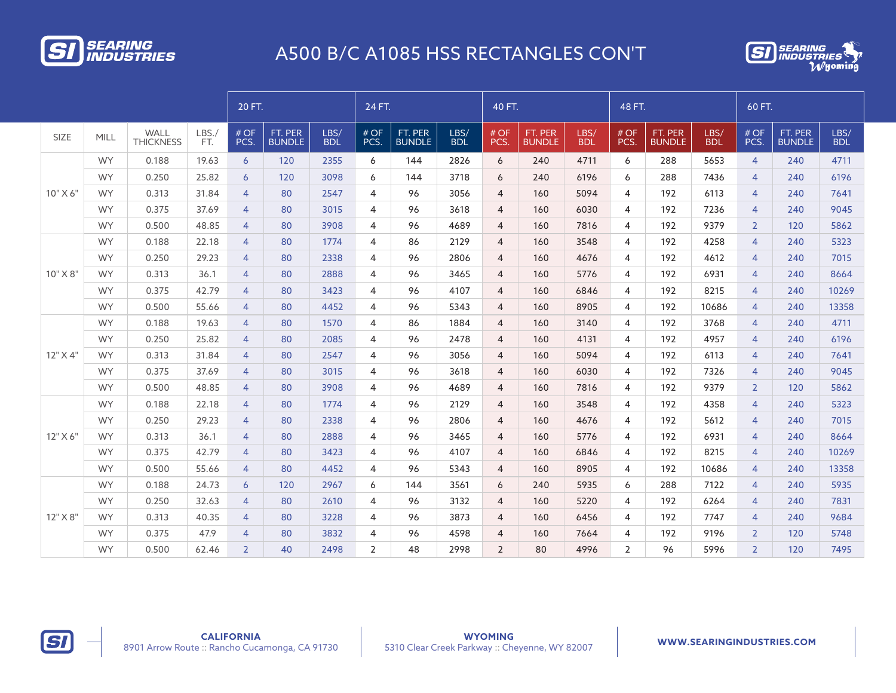# A500 B/C A1085 HSS RECTANGLES CON'T

| | | | | 20 FT. | | | 24 FT. | | | 40 FT. | | | 48 FT. | | | 60 FT. | | |
|---|---|---|---|---|---|---|---|---|---|---|---|---|---|---|---|---|---|---|
| SIZE | MILL | WALL THICKNESS | LBS./ FT. | # OF PCS. | FT. PER BUNDLE | LBS/ BDL | # OF PCS. | FT. PER BUNDLE | LBS/ BDL | # OF PCS. | FT. PER BUNDLE | LBS/ BDL | # OF PCS. | FT. PER BUNDLE | LBS/ BDL | # OF PCS. | FT. PER BUNDLE | LBS/ BDL |
| 10" X 6" | WY | 0.188 | 19.63 | 6 | 120 | 2355 | 6 | 144 | 2826 | 6 | 240 | 4711 | 6 | 288 | 5653 | 4 | 240 | 4711 |
| | WY | 0.250 | 25.82 | 6 | 120 | 3098 | 6 | 144 | 3718 | 6 | 240 | 6196 | 6 | 288 | 7436 | 4 | 240 | 6196 |
| | WY | 0.313 | 31.84 | 4 | 80 | 2547 | 4 | 96 | 3056 | 4 | 160 | 5094 | 4 | 192 | 6113 | 4 | 240 | 7641 |
| | WY | 0.375 | 37.69 | 4 | 80 | 3015 | 4 | 96 | 3618 | 4 | 160 | 6030 | 4 | 192 | 7236 | 4 | 240 | 9045 |
| | WY | 0.500 | 48.85 | 4 | 80 | 3908 | 4 | 96 | 4689 | 4 | 160 | 7816 | 4 | 192 | 9379 | 2 | 120 | 5862 |
| 10" X 8" | WY | 0.188 | 22.18 | 4 | 80 | 1774 | 4 | 86 | 2129 | 4 | 160 | 3548 | 4 | 192 | 4258 | 4 | 240 | 5323 |
| | WY | 0.250 | 29.23 | 4 | 80 | 2338 | 4 | 96 | 2806 | 4 | 160 | 4676 | 4 | 192 | 4612 | 4 | 240 | 7015 |
| | WY | 0.313 | 36.1 | 4 | 80 | 2888 | 4 | 96 | 3465 | 4 | 160 | 5776 | 4 | 192 | 6931 | 4 | 240 | 8664 |
| | WY | 0.375 | 42.79 | 4 | 80 | 3423 | 4 | 96 | 4107 | 4 | 160 | 6846 | 4 | 192 | 8215 | 4 | 240 | 10269 |
| | WY | 0.500 | 55.66 | 4 | 80 | 4452 | 4 | 96 | 5343 | 4 | 160 | 8905 | 4 | 192 | 10686 | 4 | 240 | 13358 |
| 12" X 4" | WY | 0.188 | 19.63 | 4 | 80 | 1570 | 4 | 86 | 1884 | 4 | 160 | 3140 | 4 | 192 | 3768 | 4 | 240 | 4711 |
| | WY | 0.250 | 25.82 | 4 | 80 | 2085 | 4 | 96 | 2478 | 4 | 160 | 4131 | 4 | 192 | 4957 | 4 | 240 | 6196 |
| | WY | 0.313 | 31.84 | 4 | 80 | 2547 | 4 | 96 | 3056 | 4 | 160 | 5094 | 4 | 192 | 6113 | 4 | 240 | 7641 |
| | WY | 0.375 | 37.69 | 4 | 80 | 3015 | 4 | 96 | 3618 | 4 | 160 | 6030 | 4 | 192 | 7326 | 4 | 240 | 9045 |
| | WY | 0.500 | 48.85 | 4 | 80 | 3908 | 4 | 96 | 4689 | 4 | 160 | 7816 | 4 | 192 | 9379 | 2 | 120 | 5862 |
| 12" X 6" | WY | 0.188 | 22.18 | 4 | 80 | 1774 | 4 | 96 | 2129 | 4 | 160 | 3548 | 4 | 192 | 4358 | 4 | 240 | 5323 |
| | WY | 0.250 | 29.23 | 4 | 80 | 2338 | 4 | 96 | 2806 | 4 | 160 | 4676 | 4 | 192 | 5612 | 4 | 240 | 7015 |
| | WY | 0.313 | 36.1 | 4 | 80 | 2888 | 4 | 96 | 3465 | 4 | 160 | 5776 | 4 | 192 | 6931 | 4 | 240 | 8664 |
| | WY | 0.375 | 42.79 | 4 | 80 | 3423 | 4 | 96 | 4107 | 4 | 160 | 6846 | 4 | 192 | 8215 | 4 | 240 | 10269 |
| | WY | 0.500 | 55.66 | 4 | 80 | 4452 | 4 | 96 | 5343 | 4 | 160 | 8905 | 4 | 192 | 10686 | 4 | 240 | 13358 |
| 12" X 8" | WY | 0.188 | 24.73 | 6 | 120 | 2967 | 6 | 144 | 3561 | 6 | 240 | 5935 | 6 | 288 | 7122 | 4 | 240 | 5935 |
| | WY | 0.250 | 32.63 | 4 | 80 | 2610 | 4 | 96 | 3132 | 4 | 160 | 5220 | 4 | 192 | 6264 | 4 | 240 | 7831 |
| | WY | 0.313 | 40.35 | 4 | 80 | 3228 | 4 | 96 | 3873 | 4 | 160 | 6456 | 4 | 192 | 7747 | 4 | 240 | 9684 |
| | WY | 0.375 | 47.9 | 4 | 80 | 3832 | 4 | 96 | 4598 | 4 | 160 | 7664 | 4 | 192 | 9196 | 2 | 120 | 5748 |
| | WY | 0.500 | 62.46 | 2 | 40 | 2498 | 2 | 48 | 2998 | 2 | 80 | 4996 | 2 | 96 | 5996 | 2 | 120 | 7495 |

**CALIFORNIA**
8901 Arrow Route :: Rancho Cucamonga, CA 91730

**WYOMING**
5310 Clear Creek Parkway :: Cheyenne, WY 82007

**WWW.SEARINGINDUSTRIES.COM**